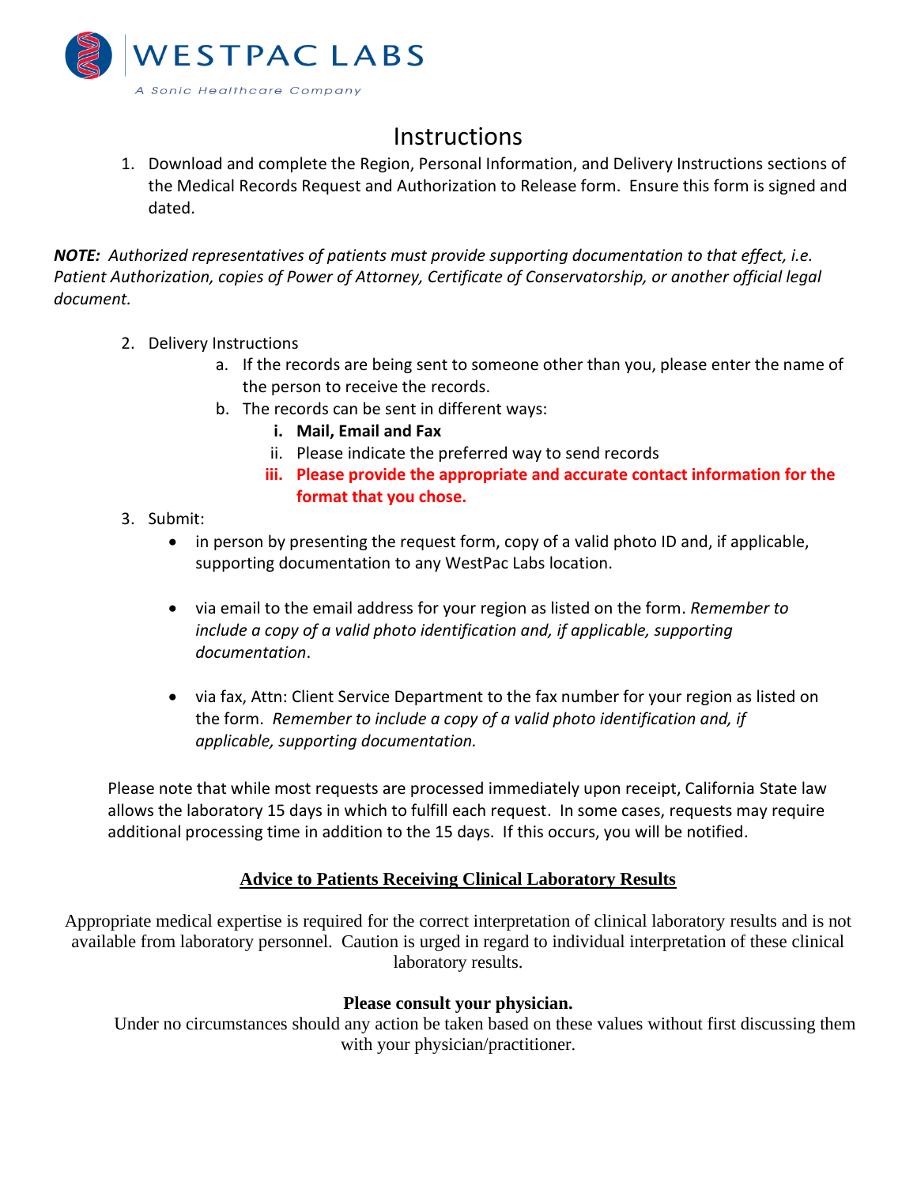WESTPAC LABS

A Sonic Healthcare Company

# Instructions

1. Download and complete the Region, Personal Information, and Delivery Instructions sections of the Medical Records Request and Authorization to Release form. Ensure this form is signed and dated.

***NOTE:*** *Authorized representatives of patients must provide supporting documentation to that effect, i.e. Patient Authorization, copies of Power of Attorney, Certificate of Conservatorship, or another official legal document.*

2. Delivery Instructions
   a. If the records are being sent to someone other than you, please enter the name of the person to receive the records.
   b. The records can be sent in different ways:
      i. **Mail, Email and Fax**
      ii. Please indicate the preferred way to send records
      iii. **Please provide the appropriate and accurate contact information for the format that you chose.**
3. Submit:
   - in person by presenting the request form, copy of a valid photo ID and, if applicable, supporting documentation to any WestPac Labs location.
   - via email to the email address for your region as listed on the form. *Remember to include a copy of a valid photo identification and, if applicable, supporting documentation*.
   - via fax, Attn: Client Service Department to the fax number for your region as listed on the form. *Remember to include a copy of a valid photo identification and, if applicable, supporting documentation.*

Please note that while most requests are processed immediately upon receipt, California State law allows the laboratory 15 days in which to fulfill each request. In some cases, requests may require additional processing time in addition to the 15 days. If this occurs, you will be notified.

## Advice to Patients Receiving Clinical Laboratory Results

Appropriate medical expertise is required for the correct interpretation of clinical laboratory results and is not available from laboratory personnel. Caution is urged in regard to individual interpretation of these clinical laboratory results.

**Please consult your physician.**

Under no circumstances should any action be taken based on these values without first discussing them with your physician/practitioner.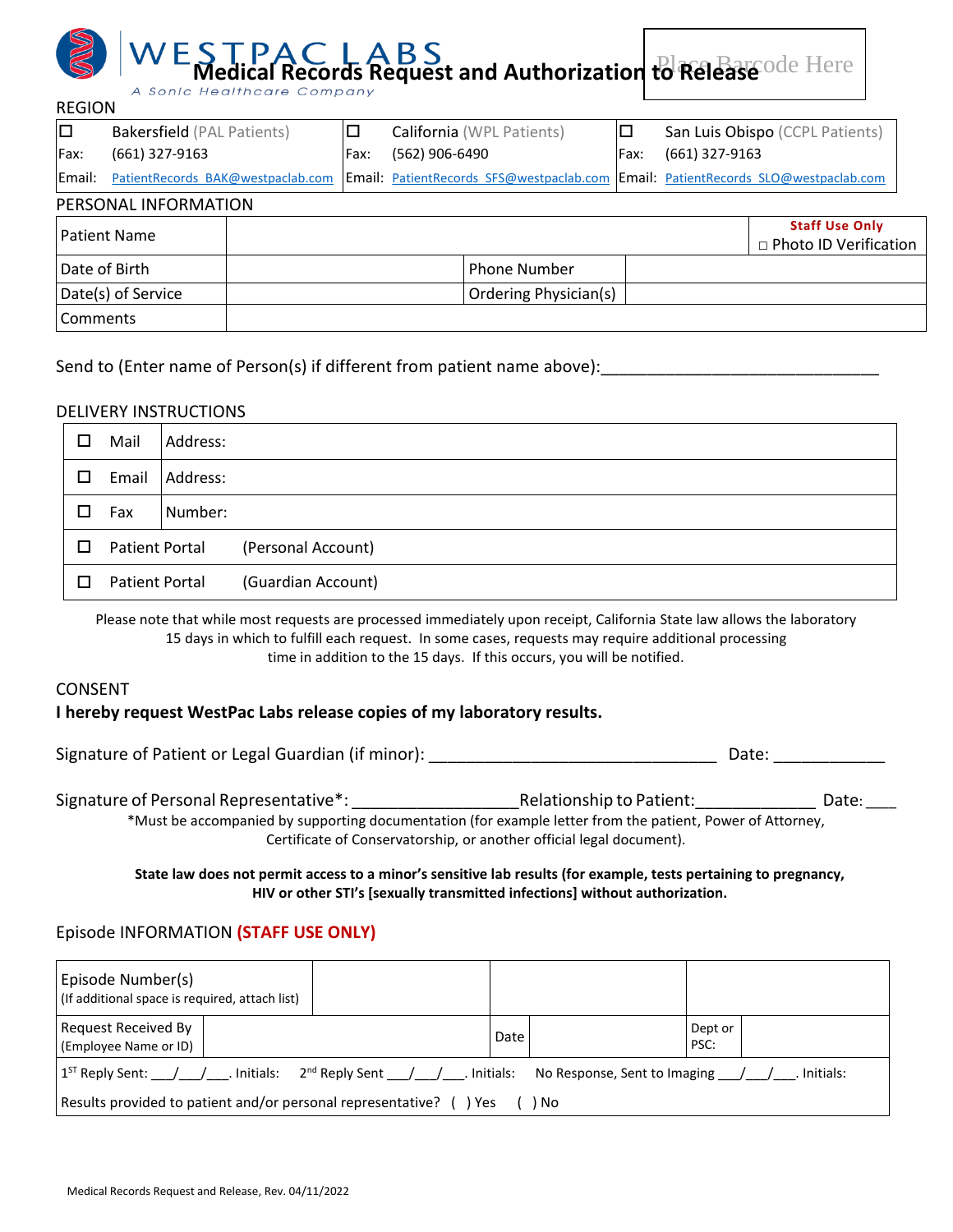WESTPAC LABS
A Sonic Healthcare Company

# Medical Records Request and Authorization to Release

Place Barcode Here

REGION

| | | |
|---|---|---|
| ☐ Bakersfield (PAL Patients) | ☐ California (WPL Patients) | ☐ San Luis Obispo (CCPL Patients) |
| Fax: (661) 327-9163 | Fax: (562) 906-6490 | Fax: (661) 327-9163 |
| Email: PatientRecords_BAK@westpaclab.com | Email: PatientRecords_SFS@westpaclab.com | Email: PatientRecords_SLO@westpaclab.com |

PERSONAL INFORMATION

| | | | |
|---|---|---|---|
| Patient Name | | | **Staff Use Only** ☐ Photo ID Verification |
| Date of Birth | | Phone Number | |
| Date(s) of Service | | Ordering Physician(s) | |
| Comments | | | |

Send to (Enter name of Person(s) if different from patient name above):______________________________

DELIVERY INSTRUCTIONS

| | |
|---|---|
| ☐ Mail | Address: |
| ☐ Email | Address: |
| ☐ Fax | Number: |
| ☐ Patient Portal | (Personal Account) |
| ☐ Patient Portal | (Guardian Account) |

Please note that while most requests are processed immediately upon receipt, California State law allows the laboratory 15 days in which to fulfill each request. In some cases, requests may require additional processing time in addition to the 15 days. If this occurs, you will be notified.

CONSENT

**I hereby request WestPac Labs release copies of my laboratory results.**

Signature of Patient or Legal Guardian (if minor): _______________________________ Date: ____________

Signature of Personal Representative*: __________________Relationship to Patient:_____________ Date: ____

*Must be accompanied by supporting documentation (for example letter from the patient, Power of Attorney, Certificate of Conservatorship, or another official legal document).

**State law does not permit access to a minor's sensitive lab results (for example, tests pertaining to pregnancy, HIV or other STI's [sexually transmitted infections] without authorization.**

Episode INFORMATION **(STAFF USE ONLY)**

| | | | | | |
|---|---|---|---|---|---|
| Episode Number(s) (If additional space is required, attach list) | | | | | |
| Request Received By (Employee Name or ID) | | Date | | Dept or PSC: | |

1ST Reply Sent: ___/___/___. Initials: 2nd Reply Sent ___/___/___. Initials: No Response, Sent to Imaging ___/___/___. Initials:

Results provided to patient and/or personal representative? ( ) Yes ( ) No

Medical Records Request and Release, Rev. 04/11/2022